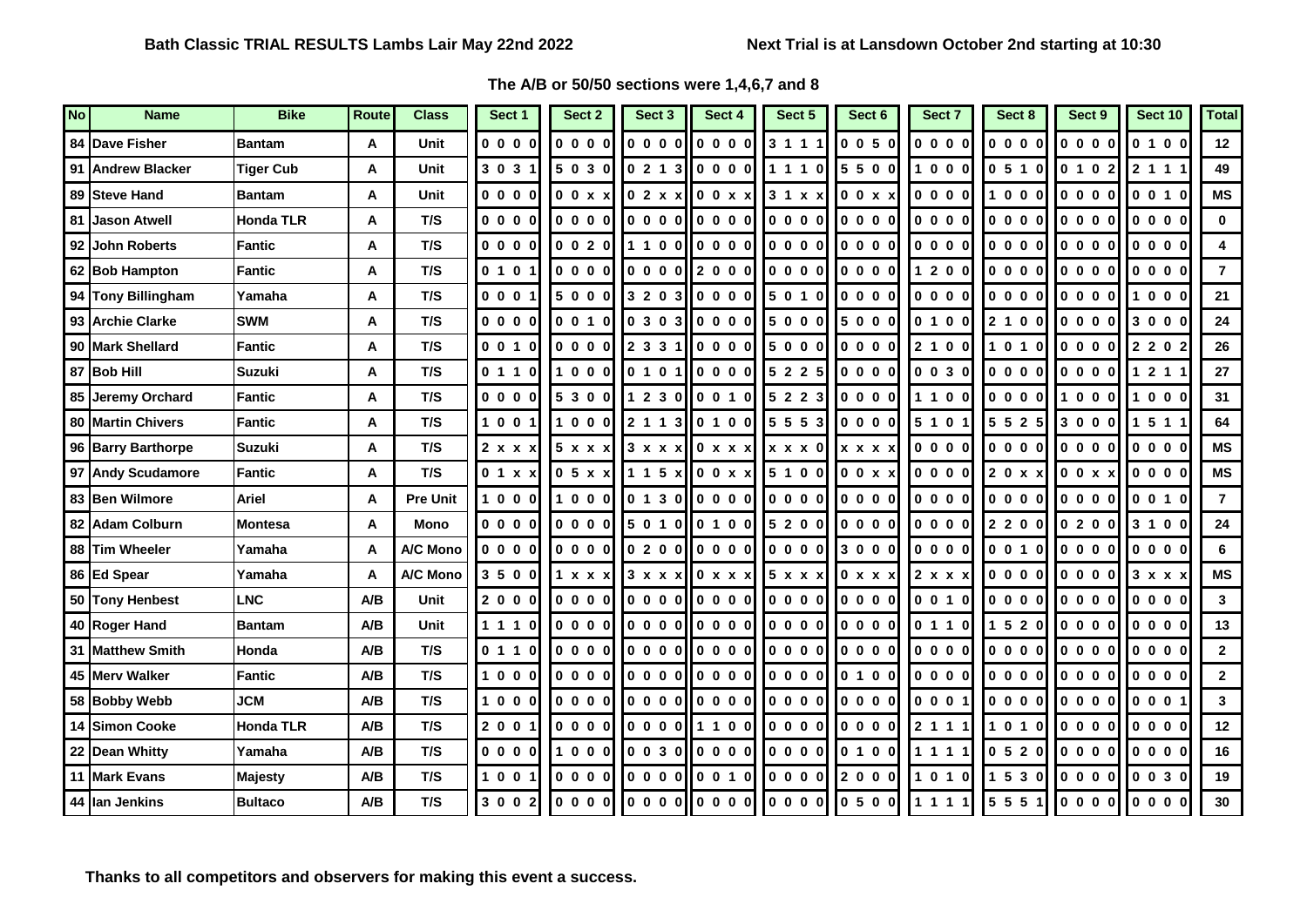**Bath Classic TRIAL RESULTS Lambs Lair May 22nd 2022**

**Next Trial is at Lansdown October 2nd starting at 10:30**

**The A/B or 50/50 sections were 1,4,6,7 and 8**

| No | Name | Bike | Route | Class | Sect 1 | Sect 2 | Sect 3 | Sect 4 | Sect 5 | Sect 6 | Sect 7 | Sect 8 | Sect 9 | Sect 10 | Total |
|---|---|---|---|---|---|---|---|---|---|---|---|---|---|---|---|
| 84 | Dave Fisher | Bantam | A | Unit | 0 0 0 0 | 0 0 0 0 | 0 0 0 0 | 0 0 0 0 | 3 1 1 1 | 0 0 5 0 | 0 0 0 0 | 0 0 0 0 | 0 0 0 0 | 0 1 0 0 | 12 |
| 91 | Andrew Blacker | Tiger Cub | A | Unit | 3 0 3 1 | 5 0 3 0 | 0 2 1 3 | 0 0 0 0 | 1 1 1 0 | 5 5 0 0 | 1 0 0 0 | 0 5 1 0 | 0 1 0 2 | 2 1 1 1 | 49 |
| 89 | Steve Hand | Bantam | A | Unit | 0 0 0 0 | 0 0 x x | 0 2 x x | 0 0 x x | 3 1 x x | 0 0 x x | 0 0 0 0 | 1 0 0 0 | 0 0 0 0 | 0 0 1 0 | MS |
| 81 | Jason Atwell | Honda TLR | A | T/S | 0 0 0 0 | 0 0 0 0 | 0 0 0 0 | 0 0 0 0 | 0 0 0 0 | 0 0 0 0 | 0 0 0 0 | 0 0 0 0 | 0 0 0 0 | 0 0 0 0 | 0 |
| 92 | John Roberts | Fantic | A | T/S | 0 0 0 0 | 0 0 2 0 | 1 1 0 0 | 0 0 0 0 | 0 0 0 0 | 0 0 0 0 | 0 0 0 0 | 0 0 0 0 | 0 0 0 0 | 0 0 0 0 | 4 |
| 62 | Bob Hampton | Fantic | A | T/S | 0 1 0 1 | 0 0 0 0 | 0 0 0 0 | 2 0 0 0 | 0 0 0 0 | 0 0 0 0 | 1 2 0 0 | 0 0 0 0 | 0 0 0 0 | 0 0 0 0 | 7 |
| 94 | Tony Billingham | Yamaha | A | T/S | 0 0 0 1 | 5 0 0 0 | 3 2 0 3 | 0 0 0 0 | 5 0 1 0 | 0 0 0 0 | 0 0 0 0 | 0 0 0 0 | 0 0 0 0 | 1 0 0 0 | 21 |
| 93 | Archie Clarke | SWM | A | T/S | 0 0 0 0 | 0 0 1 0 | 0 3 0 3 | 0 0 0 0 | 5 0 0 0 | 5 0 0 0 | 0 1 0 0 | 2 1 0 0 | 0 0 0 0 | 3 0 0 0 | 24 |
| 90 | Mark Shellard | Fantic | A | T/S | 0 0 1 0 | 0 0 0 0 | 2 3 3 1 | 0 0 0 0 | 5 0 0 0 | 0 0 0 0 | 2 1 0 0 | 1 0 1 0 | 0 0 0 0 | 2 2 0 2 | 26 |
| 87 | Bob Hill | Suzuki | A | T/S | 0 1 1 0 | 1 0 0 0 | 0 1 0 1 | 0 0 0 0 | 5 2 2 5 | 0 0 0 0 | 0 0 3 0 | 0 0 0 0 | 0 0 0 0 | 1 2 1 1 | 27 |
| 85 | Jeremy Orchard | Fantic | A | T/S | 0 0 0 0 | 5 3 0 0 | 1 2 3 0 | 0 0 1 0 | 5 2 2 3 | 0 0 0 0 | 1 1 0 0 | 0 0 0 0 | 1 0 0 0 | 1 0 0 0 | 31 |
| 80 | Martin Chivers | Fantic | A | T/S | 1 0 0 1 | 1 0 0 0 | 2 1 1 3 | 0 1 0 0 | 5 5 5 3 | 0 0 0 0 | 5 1 0 1 | 5 5 2 5 | 3 0 0 0 | 1 5 1 1 | 64 |
| 96 | Barry Barthorpe | Suzuki | A | T/S | 2 x x x | 5 x x x | 3 x x x | 0 x x x | x x x 0 | x x x x | 0 0 0 0 | 0 0 0 0 | 0 0 0 0 | 0 0 0 0 | MS |
| 97 | Andy Scudamore | Fantic | A | T/S | 0 1 x x | 0 5 x x | 1 1 5 x | 0 0 x x | 5 1 0 0 | 0 0 x x | 0 0 0 0 | 2 0 x x | 0 0 x x | 0 0 0 0 | MS |
| 83 | Ben Wilmore | Ariel | A | Pre Unit | 1 0 0 0 | 1 0 0 0 | 0 1 3 0 | 0 0 0 0 | 0 0 0 0 | 0 0 0 0 | 0 0 0 0 | 0 0 0 0 | 0 0 0 0 | 0 0 1 0 | 7 |
| 82 | Adam Colburn | Montesa | A | Mono | 0 0 0 0 | 0 0 0 0 | 5 0 1 0 | 0 1 0 0 | 5 2 0 0 | 0 0 0 0 | 0 0 0 0 | 2 2 0 0 | 0 2 0 0 | 3 1 0 0 | 24 |
| 88 | Tim Wheeler | Yamaha | A | A/C Mono | 0 0 0 0 | 0 0 0 0 | 0 2 0 0 | 0 0 0 0 | 0 0 0 0 | 3 0 0 0 | 0 0 0 0 | 0 0 1 0 | 0 0 0 0 | 0 0 0 0 | 6 |
| 86 | Ed Spear | Yamaha | A | A/C Mono | 3 5 0 0 | 1 x x x | 3 x x x | 0 x x x | 5 x x x | 0 x x x | 2 x x x | 0 0 0 0 | 0 0 0 0 | 3 x x x | MS |
| 50 | Tony Henbest | LNC | A/B | Unit | 2 0 0 0 | 0 0 0 0 | 0 0 0 0 | 0 0 0 0 | 0 0 0 0 | 0 0 0 0 | 0 0 1 0 | 0 0 0 0 | 0 0 0 0 | 0 0 0 0 | 3 |
| 40 | Roger Hand | Bantam | A/B | Unit | 1 1 1 0 | 0 0 0 0 | 0 0 0 0 | 0 0 0 0 | 0 0 0 0 | 0 0 0 0 | 0 1 1 0 | 1 5 2 0 | 0 0 0 0 | 0 0 0 0 | 13 |
| 31 | Matthew Smith | Honda | A/B | T/S | 0 1 1 0 | 0 0 0 0 | 0 0 0 0 | 0 0 0 0 | 0 0 0 0 | 0 0 0 0 | 0 0 0 0 | 0 0 0 0 | 0 0 0 0 | 0 0 0 0 | 2 |
| 45 | Merv Walker | Fantic | A/B | T/S | 1 0 0 0 | 0 0 0 0 | 0 0 0 0 | 0 0 0 0 | 0 0 0 0 | 0 1 0 0 | 0 0 0 0 | 0 0 0 0 | 0 0 0 0 | 0 0 0 0 | 2 |
| 58 | Bobby Webb | JCM | A/B | T/S | 1 0 0 0 | 0 0 0 0 | 0 0 0 0 | 0 0 0 0 | 0 0 0 0 | 0 0 0 0 | 0 0 0 1 | 0 0 0 0 | 0 0 0 0 | 0 0 0 1 | 3 |
| 14 | Simon Cooke | Honda TLR | A/B | T/S | 2 0 0 1 | 0 0 0 0 | 0 0 0 0 | 1 1 0 0 | 0 0 0 0 | 0 0 0 0 | 2 1 1 1 | 1 0 1 0 | 0 0 0 0 | 0 0 0 0 | 12 |
| 22 | Dean Whitty | Yamaha | A/B | T/S | 0 0 0 0 | 1 0 0 0 | 0 0 3 0 | 0 0 0 0 | 0 0 0 0 | 0 1 0 0 | 1 1 1 1 | 0 5 2 0 | 0 0 0 0 | 0 0 0 0 | 16 |
| 11 | Mark Evans | Majesty | A/B | T/S | 1 0 0 1 | 0 0 0 0 | 0 0 0 0 | 0 0 1 0 | 0 0 0 0 | 2 0 0 0 | 1 0 1 0 | 1 5 3 0 | 0 0 0 0 | 0 0 3 0 | 19 |
| 44 | Ian Jenkins | Bultaco | A/B | T/S | 3 0 0 2 | 0 0 0 0 | 0 0 0 0 | 0 0 0 0 | 0 0 0 0 | 0 5 0 0 | 1 1 1 1 | 5 5 5 1 | 0 0 0 0 | 0 0 0 0 | 30 |

**Thanks to all competitors and observers for making this event a success.**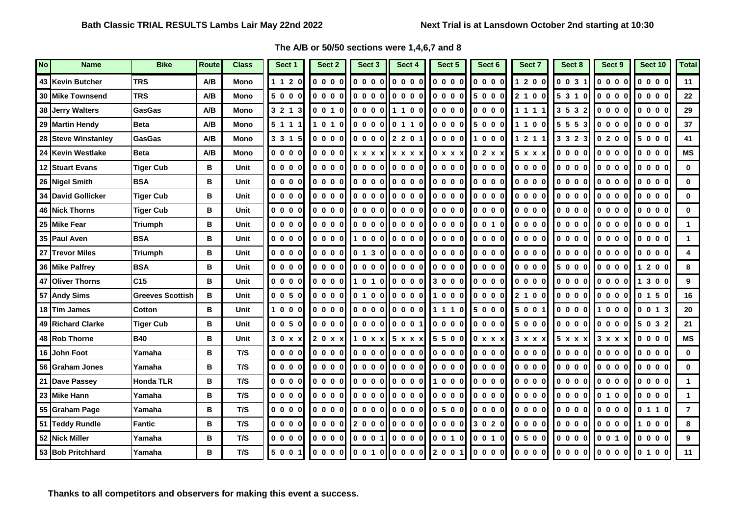**Bath Classic TRIAL RESULTS Lambs Lair May 22nd 2022**

**Next Trial is at Lansdown October 2nd starting at 10:30**

**The A/B or 50/50 sections were 1,4,6,7 and 8**

| No | Name | Bike | Route | Class | Sect 1 | Sect 2 | Sect 3 | Sect 4 | Sect 5 | Sect 6 | Sect 7 | Sect 8 | Sect 9 | Sect 10 | Total |
|---|---|---|---|---|---|---|---|---|---|---|---|---|---|---|---|
| 43 | Kevin Butcher | TRS | A/B | Mono | 1 1 2 0 | 0 0 0 0 | 0 0 0 0 | 0 0 0 0 | 0 0 0 0 | 0 0 0 0 | 1 2 0 0 | 0 0 3 1 | 0 0 0 0 | 0 0 0 0 | 11 |
| 30 | Mike Townsend | TRS | A/B | Mono | 5 0 0 0 | 0 0 0 0 | 0 0 0 0 | 0 0 0 0 | 0 0 0 0 | 5 0 0 0 | 2 1 0 0 | 5 3 1 0 | 0 0 0 0 | 0 0 0 0 | 22 |
| 38 | Jerry Walters | GasGas | A/B | Mono | 3 2 1 3 | 0 0 1 0 | 0 0 0 0 | 1 1 0 0 | 0 0 0 0 | 0 0 0 0 | 1 1 1 1 | 3 5 3 2 | 0 0 0 0 | 0 0 0 0 | 29 |
| 29 | Martin Hendy | Beta | A/B | Mono | 5 1 1 1 | 1 0 1 0 | 0 0 0 0 | 0 1 1 0 | 0 0 0 0 | 5 0 0 0 | 1 1 0 0 | 5 5 5 3 | 0 0 0 0 | 0 0 0 0 | 37 |
| 28 | Steve Winstanley | GasGas | A/B | Mono | 3 3 1 5 | 0 0 0 0 | 0 0 0 0 | 2 2 0 1 | 0 0 0 0 | 1 0 0 0 | 1 2 1 1 | 3 3 2 3 | 0 2 0 0 | 5 0 0 0 | 41 |
| 24 | Kevin Westlake | Beta | A/B | Mono | 0 0 0 0 | 0 0 0 0 | x x x x | x x x x | 0 x x x | 0 2 x x | 5 x x x | 0 0 0 0 | 0 0 0 0 | 0 0 0 0 | MS |
| 12 | Stuart Evans | Tiger Cub | B | Unit | 0 0 0 0 | 0 0 0 0 | 0 0 0 0 | 0 0 0 0 | 0 0 0 0 | 0 0 0 0 | 0 0 0 0 | 0 0 0 0 | 0 0 0 0 | 0 0 0 0 | 0 |
| 26 | Nigel Smith | BSA | B | Unit | 0 0 0 0 | 0 0 0 0 | 0 0 0 0 | 0 0 0 0 | 0 0 0 0 | 0 0 0 0 | 0 0 0 0 | 0 0 0 0 | 0 0 0 0 | 0 0 0 0 | 0 |
| 34 | David Gollicker | Tiger Cub | B | Unit | 0 0 0 0 | 0 0 0 0 | 0 0 0 0 | 0 0 0 0 | 0 0 0 0 | 0 0 0 0 | 0 0 0 0 | 0 0 0 0 | 0 0 0 0 | 0 0 0 0 | 0 |
| 46 | Nick Thorns | Tiger Cub | B | Unit | 0 0 0 0 | 0 0 0 0 | 0 0 0 0 | 0 0 0 0 | 0 0 0 0 | 0 0 0 0 | 0 0 0 0 | 0 0 0 0 | 0 0 0 0 | 0 0 0 0 | 0 |
| 25 | Mike Fear | Triumph | B | Unit | 0 0 0 0 | 0 0 0 0 | 0 0 0 0 | 0 0 0 0 | 0 0 0 0 | 0 0 1 0 | 0 0 0 0 | 0 0 0 0 | 0 0 0 0 | 0 0 0 0 | 1 |
| 35 | Paul Aven | BSA | B | Unit | 0 0 0 0 | 0 0 0 0 | 1 0 0 0 | 0 0 0 0 | 0 0 0 0 | 0 0 0 0 | 0 0 0 0 | 0 0 0 0 | 0 0 0 0 | 0 0 0 0 | 1 |
| 27 | Trevor Miles | Triumph | B | Unit | 0 0 0 0 | 0 0 0 0 | 0 1 3 0 | 0 0 0 0 | 0 0 0 0 | 0 0 0 0 | 0 0 0 0 | 0 0 0 0 | 0 0 0 0 | 0 0 0 0 | 4 |
| 36 | Mike Palfrey | BSA | B | Unit | 0 0 0 0 | 0 0 0 0 | 0 0 0 0 | 0 0 0 0 | 0 0 0 0 | 0 0 0 0 | 0 0 0 0 | 5 0 0 0 | 0 0 0 0 | 1 2 0 0 | 8 |
| 47 | Oliver Thorns | C15 | B | Unit | 0 0 0 0 | 0 0 0 0 | 1 0 1 0 | 0 0 0 0 | 3 0 0 0 | 0 0 0 0 | 0 0 0 0 | 0 0 0 0 | 0 0 0 0 | 1 3 0 0 | 9 |
| 57 | Andy Sims | Greeves Scottish | B | Unit | 0 0 5 0 | 0 0 0 0 | 0 1 0 0 | 0 0 0 0 | 1 0 0 0 | 0 0 0 0 | 2 1 0 0 | 0 0 0 0 | 0 0 0 0 | 0 1 5 0 | 16 |
| 18 | Tim James | Cotton | B | Unit | 1 0 0 0 | 0 0 0 0 | 0 0 0 0 | 0 0 0 0 | 1 1 1 0 | 5 0 0 0 | 5 0 0 1 | 0 0 0 0 | 1 0 0 0 | 0 0 1 3 | 20 |
| 49 | Richard Clarke | Tiger Cub | B | Unit | 0 0 5 0 | 0 0 0 0 | 0 0 0 0 | 0 0 0 1 | 0 0 0 0 | 0 0 0 0 | 5 0 0 0 | 0 0 0 0 | 0 0 0 0 | 5 0 3 2 | 21 |
| 48 | Rob Thorne | B40 | B | Unit | 3 0 x x | 2 0 x x | 1 0 x x | 5 x x x | 5 5 0 0 | 0 x x x | 3 x x x | 5 x x x | 3 x x x | 0 0 0 0 | MS |
| 16 | John Foot | Yamaha | B | T/S | 0 0 0 0 | 0 0 0 0 | 0 0 0 0 | 0 0 0 0 | 0 0 0 0 | 0 0 0 0 | 0 0 0 0 | 0 0 0 0 | 0 0 0 0 | 0 0 0 0 | 0 |
| 56 | Graham Jones | Yamaha | B | T/S | 0 0 0 0 | 0 0 0 0 | 0 0 0 0 | 0 0 0 0 | 0 0 0 0 | 0 0 0 0 | 0 0 0 0 | 0 0 0 0 | 0 0 0 0 | 0 0 0 0 | 0 |
| 21 | Dave Passey | Honda TLR | B | T/S | 0 0 0 0 | 0 0 0 0 | 0 0 0 0 | 0 0 0 0 | 1 0 0 0 | 0 0 0 0 | 0 0 0 0 | 0 0 0 0 | 0 0 0 0 | 0 0 0 0 | 1 |
| 23 | Mike Hann | Yamaha | B | T/S | 0 0 0 0 | 0 0 0 0 | 0 0 0 0 | 0 0 0 0 | 0 0 0 0 | 0 0 0 0 | 0 0 0 0 | 0 0 0 0 | 0 1 0 0 | 0 0 0 0 | 1 |
| 55 | Graham Page | Yamaha | B | T/S | 0 0 0 0 | 0 0 0 0 | 0 0 0 0 | 0 0 0 0 | 0 5 0 0 | 0 0 0 0 | 0 0 0 0 | 0 0 0 0 | 0 0 0 0 | 0 1 1 0 | 7 |
| 51 | Teddy Rundle | Fantic | B | T/S | 0 0 0 0 | 0 0 0 0 | 2 0 0 0 | 0 0 0 0 | 0 0 0 0 | 3 0 2 0 | 0 0 0 0 | 0 0 0 0 | 0 0 0 0 | 1 0 0 0 | 8 |
| 52 | Nick Miller | Yamaha | B | T/S | 0 0 0 0 | 0 0 0 0 | 0 0 0 1 | 0 0 0 0 | 0 0 1 0 | 0 0 1 0 | 0 5 0 0 | 0 0 0 0 | 0 0 1 0 | 0 0 0 0 | 9 |
| 53 | Bob Pritchhard | Yamaha | B | T/S | 5 0 0 1 | 0 0 0 0 | 0 0 1 0 | 0 0 0 0 | 2 0 0 1 | 0 0 0 0 | 0 0 0 0 | 0 0 0 0 | 0 0 0 0 | 0 1 0 0 | 11 |

**Thanks to all competitors and observers for making this event a success.**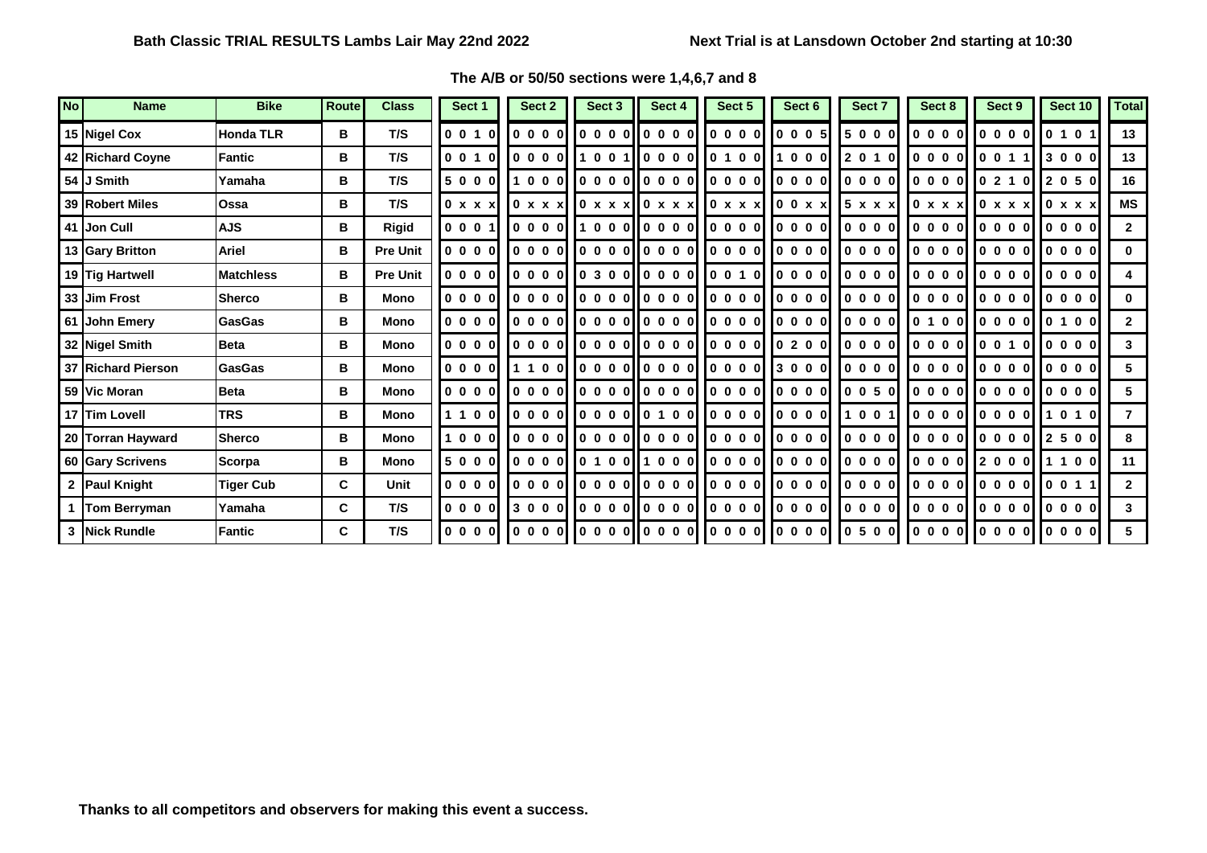**Bath Classic TRIAL RESULTS Lambs Lair May 22nd 2022**

**Next Trial is at Lansdown October 2nd starting at 10:30**

**The A/B or 50/50 sections were 1,4,6,7 and 8**

| No | Name | Bike | Route | Class | Sect 1 | Sect 2 | Sect 3 | Sect 4 | Sect 5 | Sect 6 | Sect 7 | Sect 8 | Sect 9 | Sect 10 | Total |
|---|---|---|---|---|---|---|---|---|---|---|---|---|---|---|---|
| 15 | Nigel Cox | Honda TLR | B | T/S | 0 0 1 0 | 0 0 0 0 | 0 0 0 0 | 0 0 0 0 | 0 0 0 0 | 0 0 0 5 | 5 0 0 0 | 0 0 0 0 | 0 0 0 0 | 0 1 0 1 | 13 |
| 42 | Richard Coyne | Fantic | B | T/S | 0 0 1 0 | 0 0 0 0 | 1 0 0 1 | 0 0 0 0 | 0 1 0 0 | 1 0 0 0 | 2 0 1 0 | 0 0 0 0 | 0 0 1 1 | 3 0 0 0 | 13 |
| 54 | J Smith | Yamaha | B | T/S | 5 0 0 0 | 1 0 0 0 | 0 0 0 0 | 0 0 0 0 | 0 0 0 0 | 0 0 0 0 | 0 0 0 0 | 0 0 0 0 | 0 2 1 0 | 2 0 5 0 | 16 |
| 39 | Robert Miles | Ossa | B | T/S | 0 x x x | 0 x x x | 0 x x x | 0 x x x | 0 x x x | 0 0 x x | 5 x x x | 0 x x x | 0 x x x | 0 x x x | MS |
| 41 | Jon Cull | AJS | B | Rigid | 0 0 0 1 | 0 0 0 0 | 1 0 0 0 | 0 0 0 0 | 0 0 0 0 | 0 0 0 0 | 0 0 0 0 | 0 0 0 0 | 0 0 0 0 | 0 0 0 0 | 2 |
| 13 | Gary Britton | Ariel | B | Pre Unit | 0 0 0 0 | 0 0 0 0 | 0 0 0 0 | 0 0 0 0 | 0 0 0 0 | 0 0 0 0 | 0 0 0 0 | 0 0 0 0 | 0 0 0 0 | 0 0 0 0 | 0 |
| 19 | Tig Hartwell | Matchless | B | Pre Unit | 0 0 0 0 | 0 0 0 0 | 0 3 0 0 | 0 0 0 0 | 0 0 1 0 | 0 0 0 0 | 0 0 0 0 | 0 0 0 0 | 0 0 0 0 | 0 0 0 0 | 4 |
| 33 | Jim Frost | Sherco | B | Mono | 0 0 0 0 | 0 0 0 0 | 0 0 0 0 | 0 0 0 0 | 0 0 0 0 | 0 0 0 0 | 0 0 0 0 | 0 0 0 0 | 0 0 0 0 | 0 0 0 0 | 0 |
| 61 | John Emery | GasGas | B | Mono | 0 0 0 0 | 0 0 0 0 | 0 0 0 0 | 0 0 0 0 | 0 0 0 0 | 0 0 0 0 | 0 0 0 0 | 0 1 0 0 | 0 0 0 0 | 0 1 0 0 | 2 |
| 32 | Nigel Smith | Beta | B | Mono | 0 0 0 0 | 0 0 0 0 | 0 0 0 0 | 0 0 0 0 | 0 0 0 0 | 0 2 0 0 | 0 0 0 0 | 0 0 0 0 | 0 0 1 0 | 0 0 0 0 | 3 |
| 37 | Richard Pierson | GasGas | B | Mono | 0 0 0 0 | 1 1 0 0 | 0 0 0 0 | 0 0 0 0 | 0 0 0 0 | 3 0 0 0 | 0 0 0 0 | 0 0 0 0 | 0 0 0 0 | 0 0 0 0 | 5 |
| 59 | Vic Moran | Beta | B | Mono | 0 0 0 0 | 0 0 0 0 | 0 0 0 0 | 0 0 0 0 | 0 0 0 0 | 0 0 0 0 | 0 0 5 0 | 0 0 0 0 | 0 0 0 0 | 0 0 0 0 | 5 |
| 17 | Tim Lovell | TRS | B | Mono | 1 1 0 0 | 0 0 0 0 | 0 0 0 0 | 0 1 0 0 | 0 0 0 0 | 0 0 0 0 | 1 0 0 1 | 0 0 0 0 | 0 0 0 0 | 1 0 1 0 | 7 |
| 20 | Torran Hayward | Sherco | B | Mono | 1 0 0 0 | 0 0 0 0 | 0 0 0 0 | 0 0 0 0 | 0 0 0 0 | 0 0 0 0 | 0 0 0 0 | 0 0 0 0 | 0 0 0 0 | 2 5 0 0 | 8 |
| 60 | Gary Scrivens | Scorpa | B | Mono | 5 0 0 0 | 0 0 0 0 | 0 1 0 0 | 1 0 0 0 | 0 0 0 0 | 0 0 0 0 | 0 0 0 0 | 0 0 0 0 | 2 0 0 0 | 1 1 0 0 | 11 |
| 2 | Paul Knight | Tiger Cub | C | Unit | 0 0 0 0 | 0 0 0 0 | 0 0 0 0 | 0 0 0 0 | 0 0 0 0 | 0 0 0 0 | 0 0 0 0 | 0 0 0 0 | 0 0 0 0 | 0 0 1 1 | 2 |
| 1 | Tom Berryman | Yamaha | C | T/S | 0 0 0 0 | 3 0 0 0 | 0 0 0 0 | 0 0 0 0 | 0 0 0 0 | 0 0 0 0 | 0 0 0 0 | 0 0 0 0 | 0 0 0 0 | 0 0 0 0 | 3 |
| 3 | Nick Rundle | Fantic | C | T/S | 0 0 0 0 | 0 0 0 0 | 0 0 0 0 | 0 0 0 0 | 0 0 0 0 | 0 0 0 0 | 0 5 0 0 | 0 0 0 0 | 0 0 0 0 | 0 0 0 0 | 5 |

**Thanks to all competitors and observers for making this event a success.**